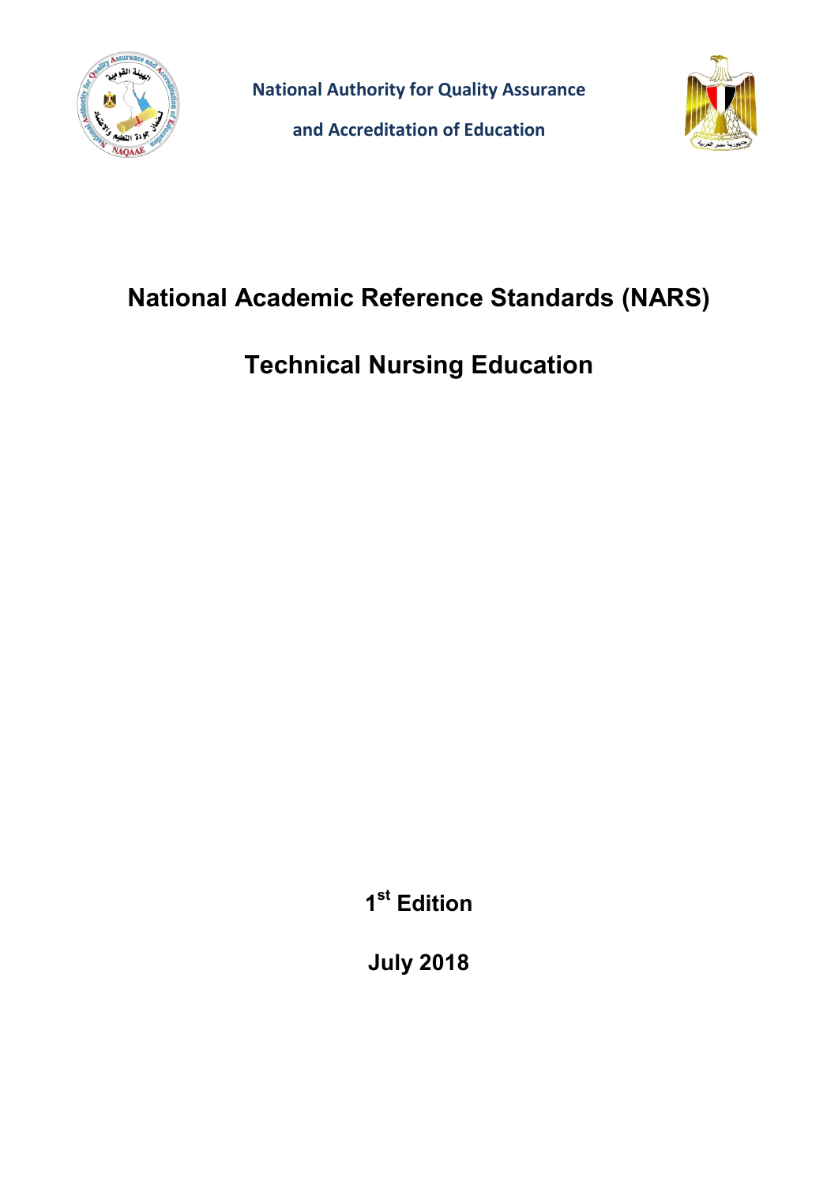National Authority for Quality Assurance

and Accreditation of Education

# National Academic Reference Standards (NARS)

# Technical Nursing Education

1st Edition

July 2018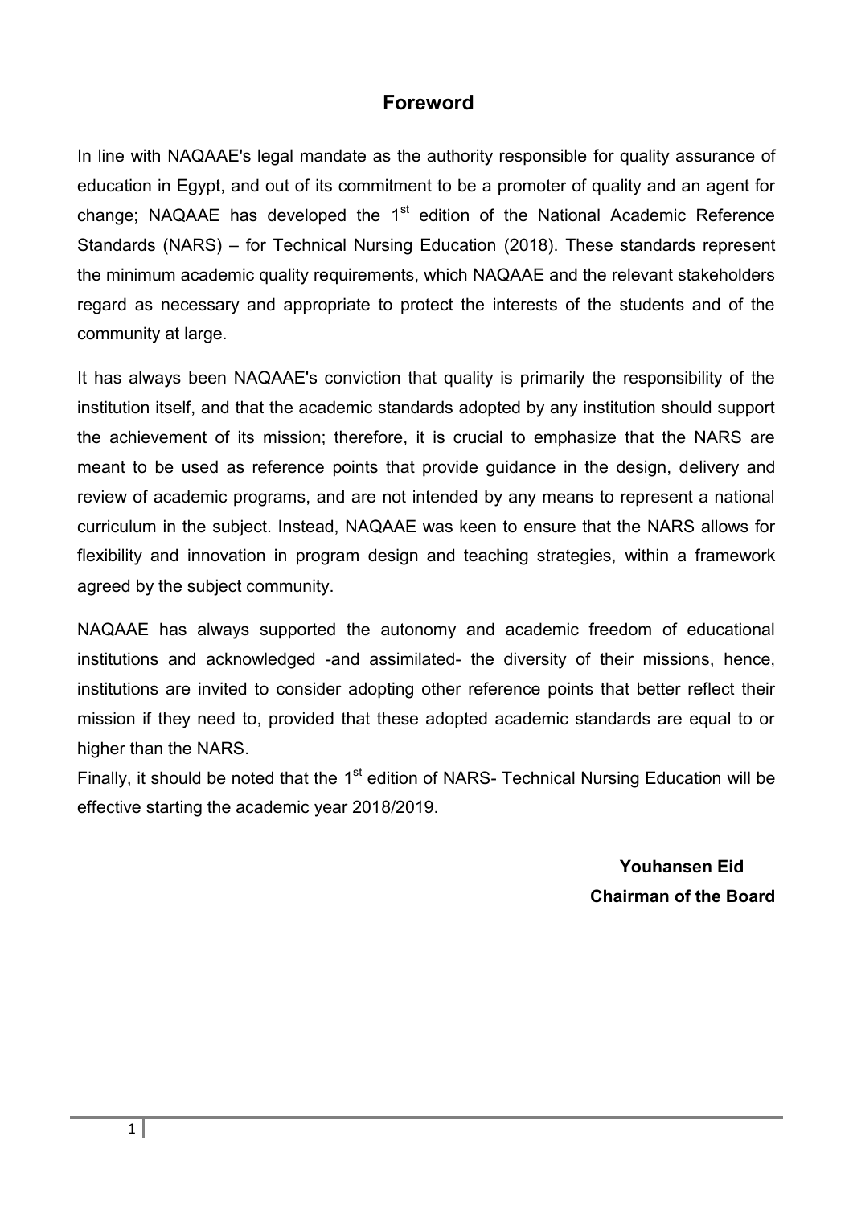## Foreword

In line with NAQAAE's legal mandate as the authority responsible for quality assurance of education in Egypt, and out of its commitment to be a promoter of quality and an agent for change; NAQAAE has developed the 1st edition of the National Academic Reference Standards (NARS) – for Technical Nursing Education (2018). These standards represent the minimum academic quality requirements, which NAQAAE and the relevant stakeholders regard as necessary and appropriate to protect the interests of the students and of the community at large.

It has always been NAQAAE's conviction that quality is primarily the responsibility of the institution itself, and that the academic standards adopted by any institution should support the achievement of its mission; therefore, it is crucial to emphasize that the NARS are meant to be used as reference points that provide guidance in the design, delivery and review of academic programs, and are not intended by any means to represent a national curriculum in the subject. Instead, NAQAAE was keen to ensure that the NARS allows for flexibility and innovation in program design and teaching strategies, within a framework agreed by the subject community.

NAQAAE has always supported the autonomy and academic freedom of educational institutions and acknowledged -and assimilated- the diversity of their missions, hence, institutions are invited to consider adopting other reference points that better reflect their mission if they need to, provided that these adopted academic standards are equal to or higher than the NARS.

Finally, it should be noted that the 1st edition of NARS- Technical Nursing Education will be effective starting the academic year 2018/2019.

**Youhansen Eid**
**Chairman of the Board**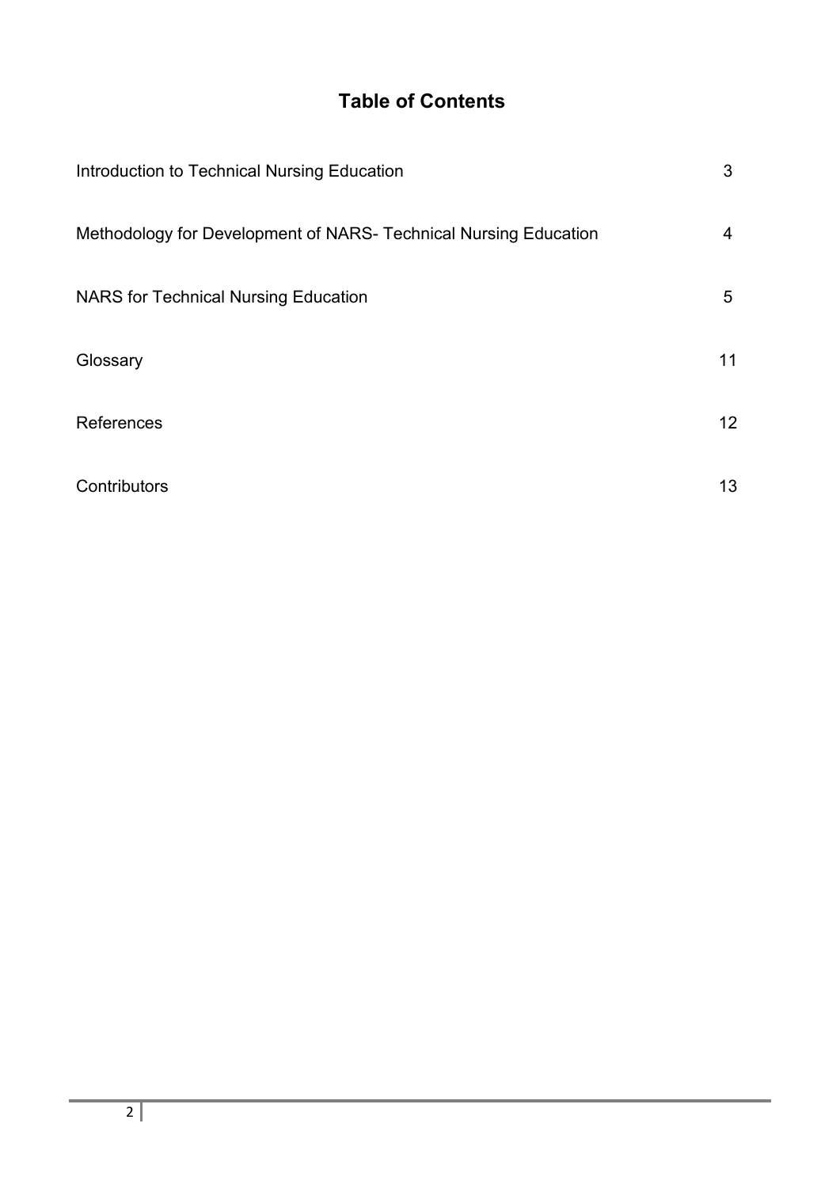# Table of Contents

| | |
|---|---|
| Introduction to Technical Nursing Education | 3 |
| Methodology for Development of NARS- Technical Nursing Education | 4 |
| NARS for Technical Nursing Education | 5 |
| Glossary | 11 |
| References | 12 |
| Contributors | 13 |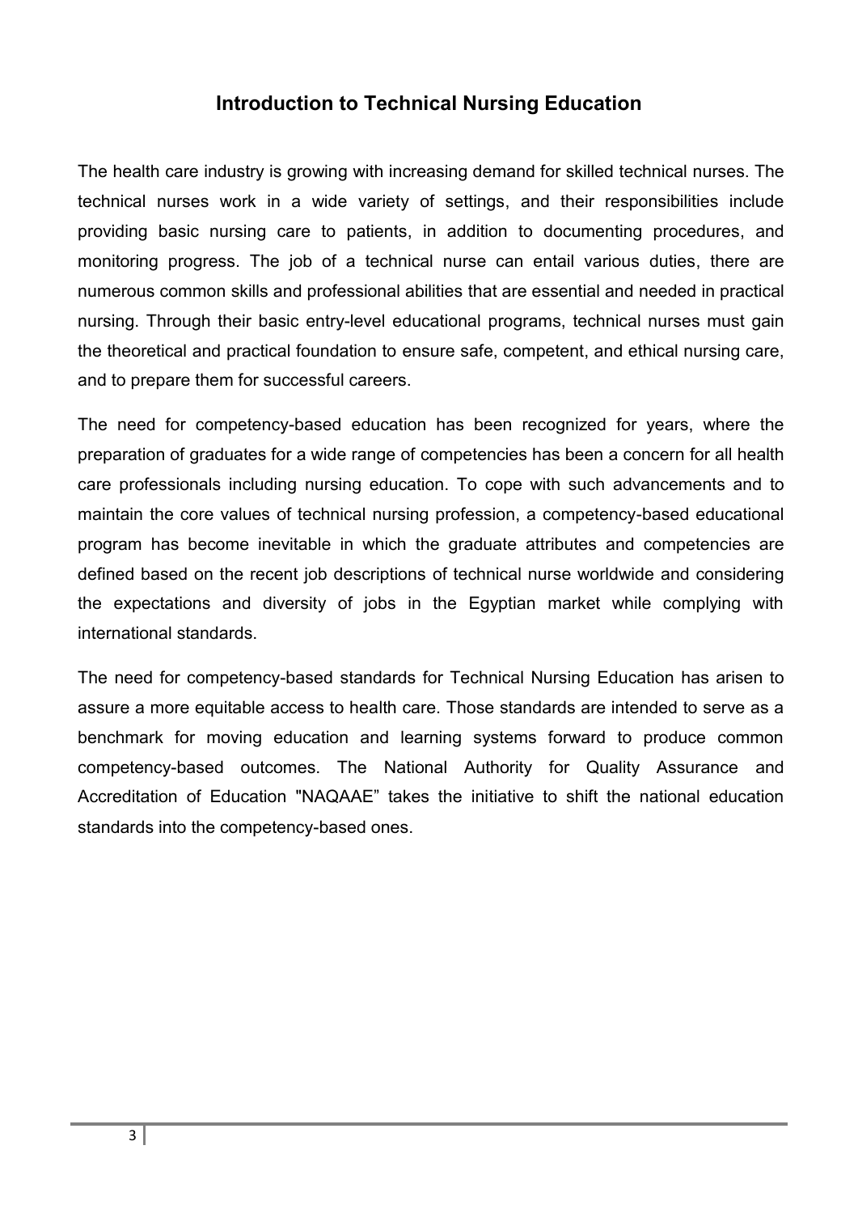# Introduction to Technical Nursing Education

The health care industry is growing with increasing demand for skilled technical nurses. The technical nurses work in a wide variety of settings, and their responsibilities include providing basic nursing care to patients, in addition to documenting procedures, and monitoring progress. The job of a technical nurse can entail various duties, there are numerous common skills and professional abilities that are essential and needed in practical nursing. Through their basic entry-level educational programs, technical nurses must gain the theoretical and practical foundation to ensure safe, competent, and ethical nursing care, and to prepare them for successful careers.

The need for competency-based education has been recognized for years, where the preparation of graduates for a wide range of competencies has been a concern for all health care professionals including nursing education. To cope with such advancements and to maintain the core values of technical nursing profession, a competency-based educational program has become inevitable in which the graduate attributes and competencies are defined based on the recent job descriptions of technical nurse worldwide and considering the expectations and diversity of jobs in the Egyptian market while complying with international standards.

The need for competency-based standards for Technical Nursing Education has arisen to assure a more equitable access to health care. Those standards are intended to serve as a benchmark for moving education and learning systems forward to produce common competency-based outcomes. The National Authority for Quality Assurance and Accreditation of Education "NAQAAE" takes the initiative to shift the national education standards into the competency-based ones.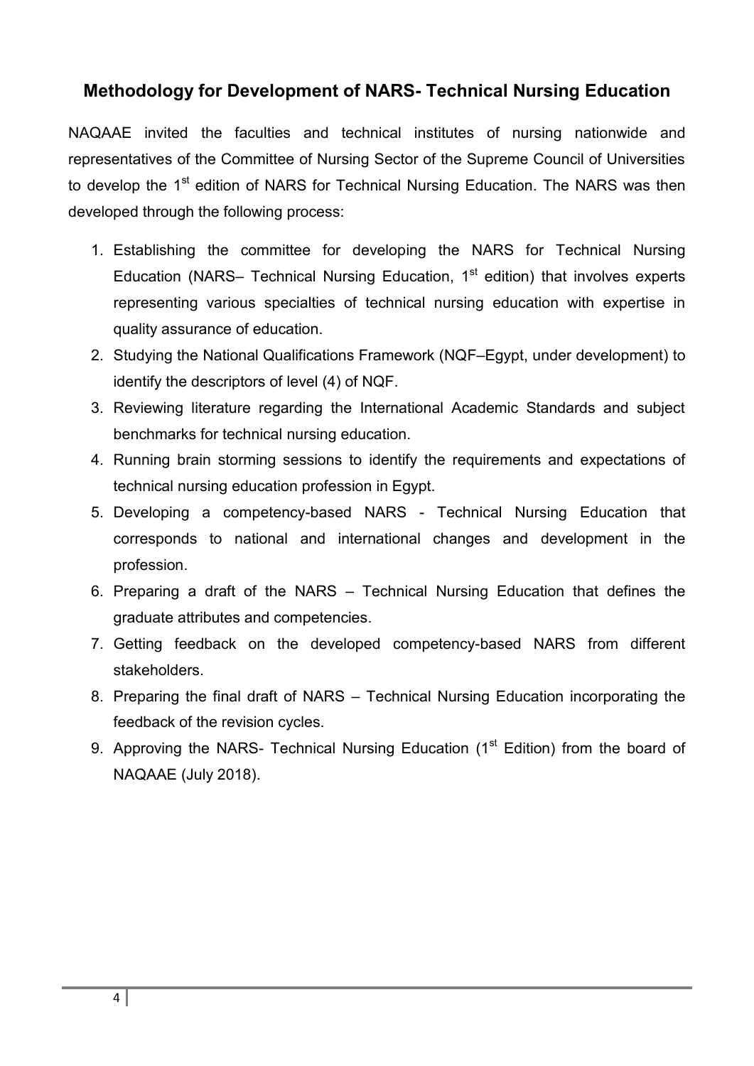## Methodology for Development of NARS- Technical Nursing Education

NAQAAE invited the faculties and technical institutes of nursing nationwide and representatives of the Committee of Nursing Sector of the Supreme Council of Universities to develop the 1st edition of NARS for Technical Nursing Education. The NARS was then developed through the following process:

1. Establishing the committee for developing the NARS for Technical Nursing Education (NARS– Technical Nursing Education, 1st edition) that involves experts representing various specialties of technical nursing education with expertise in quality assurance of education.
2. Studying the National Qualifications Framework (NQF–Egypt, under development) to identify the descriptors of level (4) of NQF.
3. Reviewing literature regarding the International Academic Standards and subject benchmarks for technical nursing education.
4. Running brain storming sessions to identify the requirements and expectations of technical nursing education profession in Egypt.
5. Developing a competency-based NARS - Technical Nursing Education that corresponds to national and international changes and development in the profession.
6. Preparing a draft of the NARS – Technical Nursing Education that defines the graduate attributes and competencies.
7. Getting feedback on the developed competency-based NARS from different stakeholders.
8. Preparing the final draft of NARS – Technical Nursing Education incorporating the feedback of the revision cycles.
9. Approving the NARS- Technical Nursing Education (1st Edition) from the board of NAQAAE (July 2018).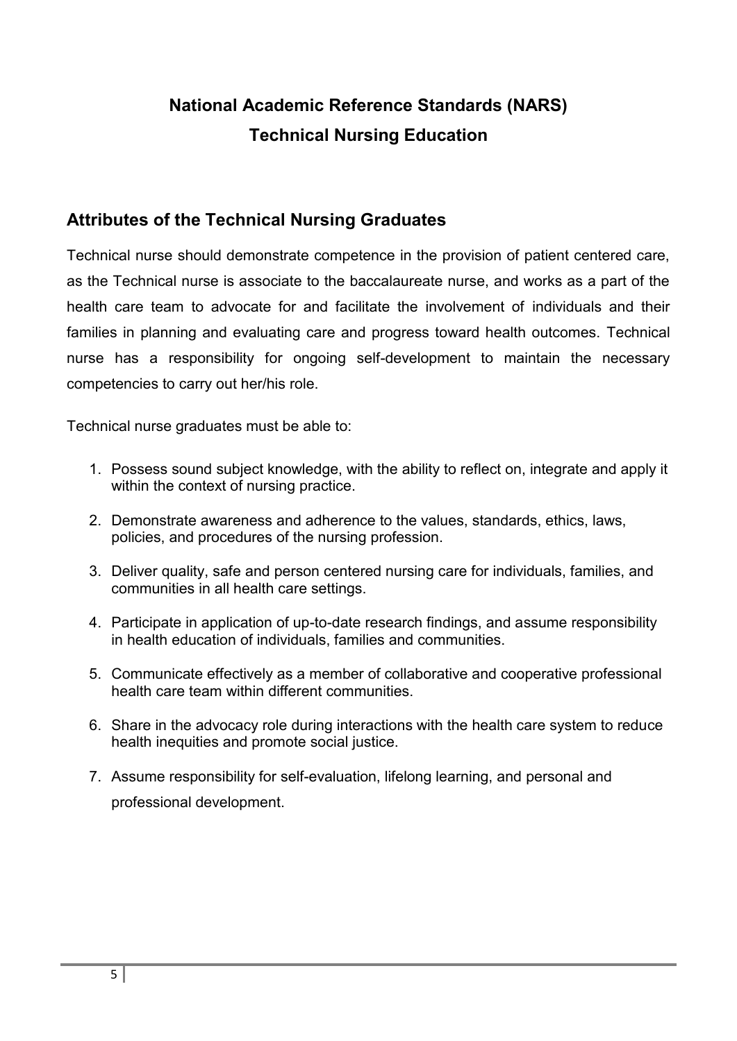# National Academic Reference Standards (NARS)
# Technical Nursing Education

## Attributes of the Technical Nursing Graduates

Technical nurse should demonstrate competence in the provision of patient centered care, as the Technical nurse is associate to the baccalaureate nurse, and works as a part of the health care team to advocate for and facilitate the involvement of individuals and their families in planning and evaluating care and progress toward health outcomes. Technical nurse has a responsibility for ongoing self-development to maintain the necessary competencies to carry out her/his role.

Technical nurse graduates must be able to:

1. Possess sound subject knowledge, with the ability to reflect on, integrate and apply it within the context of nursing practice.
2. Demonstrate awareness and adherence to the values, standards, ethics, laws, policies, and procedures of the nursing profession.
3. Deliver quality, safe and person centered nursing care for individuals, families, and communities in all health care settings.
4. Participate in application of up-to-date research findings, and assume responsibility in health education of individuals, families and communities.
5. Communicate effectively as a member of collaborative and cooperative professional health care team within different communities.
6. Share in the advocacy role during interactions with the health care system to reduce health inequities and promote social justice.
7. Assume responsibility for self-evaluation, lifelong learning, and personal and professional development.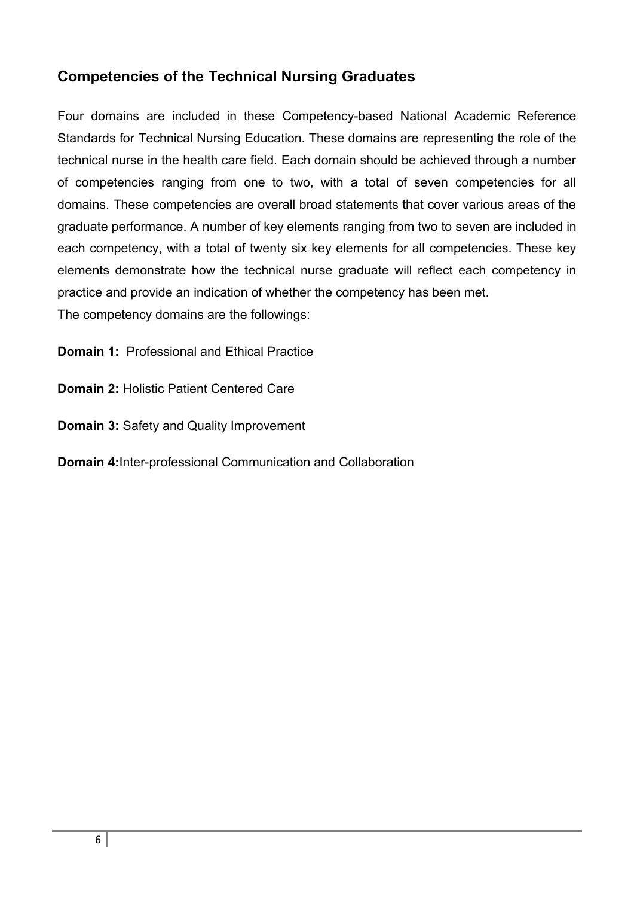## Competencies of the Technical Nursing Graduates

Four domains are included in these Competency-based National Academic Reference Standards for Technical Nursing Education. These domains are representing the role of the technical nurse in the health care field. Each domain should be achieved through a number of competencies ranging from one to two, with a total of seven competencies for all domains. These competencies are overall broad statements that cover various areas of the graduate performance. A number of key elements ranging from two to seven are included in each competency, with a total of twenty six key elements for all competencies. These key elements demonstrate how the technical nurse graduate will reflect each competency in practice and provide an indication of whether the competency has been met.
The competency domains are the followings:

**Domain 1:** Professional and Ethical Practice

**Domain 2:** Holistic Patient Centered Care

**Domain 3:** Safety and Quality Improvement

**Domain 4:** Inter-professional Communication and Collaboration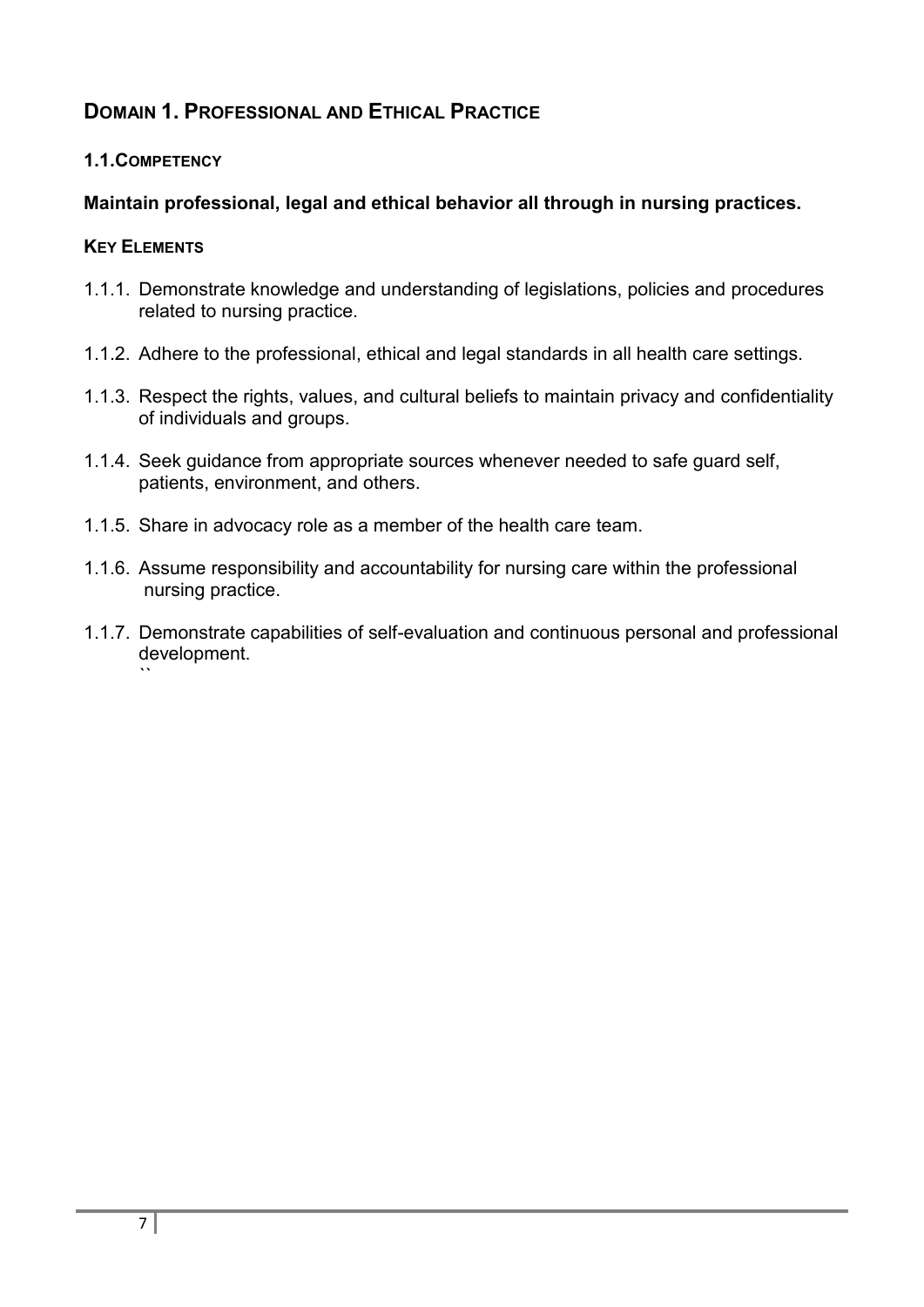## DOMAIN 1. PROFESSIONAL AND ETHICAL PRACTICE

### 1.1.COMPETENCY

**Maintain professional, legal and ethical behavior all through in nursing practices.**

#### KEY ELEMENTS

1.1.1. Demonstrate knowledge and understanding of legislations, policies and procedures related to nursing practice.

1.1.2. Adhere to the professional, ethical and legal standards in all health care settings.

1.1.3. Respect the rights, values, and cultural beliefs to maintain privacy and confidentiality of individuals and groups.

1.1.4. Seek guidance from appropriate sources whenever needed to safe guard self, patients, environment, and others.

1.1.5. Share in advocacy role as a member of the health care team.

1.1.6. Assume responsibility and accountability for nursing care within the professional nursing practice.

1.1.7. Demonstrate capabilities of self-evaluation and continuous personal and professional development.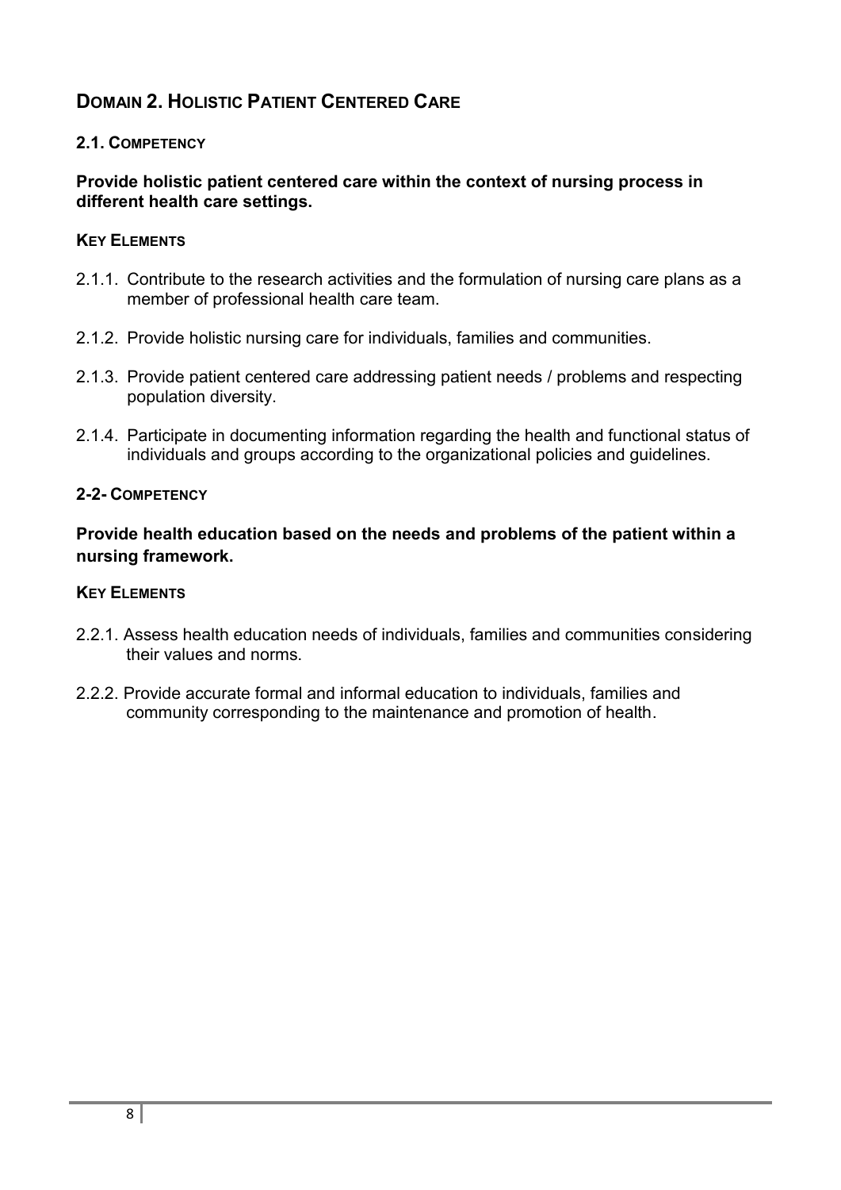## DOMAIN 2. HOLISTIC PATIENT CENTERED CARE

### 2.1. COMPETENCY

**Provide holistic patient centered care within the context of nursing process in different health care settings.**

#### KEY ELEMENTS

2.1.1. Contribute to the research activities and the formulation of nursing care plans as a member of professional health care team.

2.1.2. Provide holistic nursing care for individuals, families and communities.

2.1.3. Provide patient centered care addressing patient needs / problems and respecting population diversity.

2.1.4. Participate in documenting information regarding the health and functional status of individuals and groups according to the organizational policies and guidelines.

### 2-2- COMPETENCY

**Provide health education based on the needs and problems of the patient within a nursing framework.**

#### KEY ELEMENTS

2.2.1. Assess health education needs of individuals, families and communities considering their values and norms.

2.2.2. Provide accurate formal and informal education to individuals, families and community corresponding to the maintenance and promotion of health.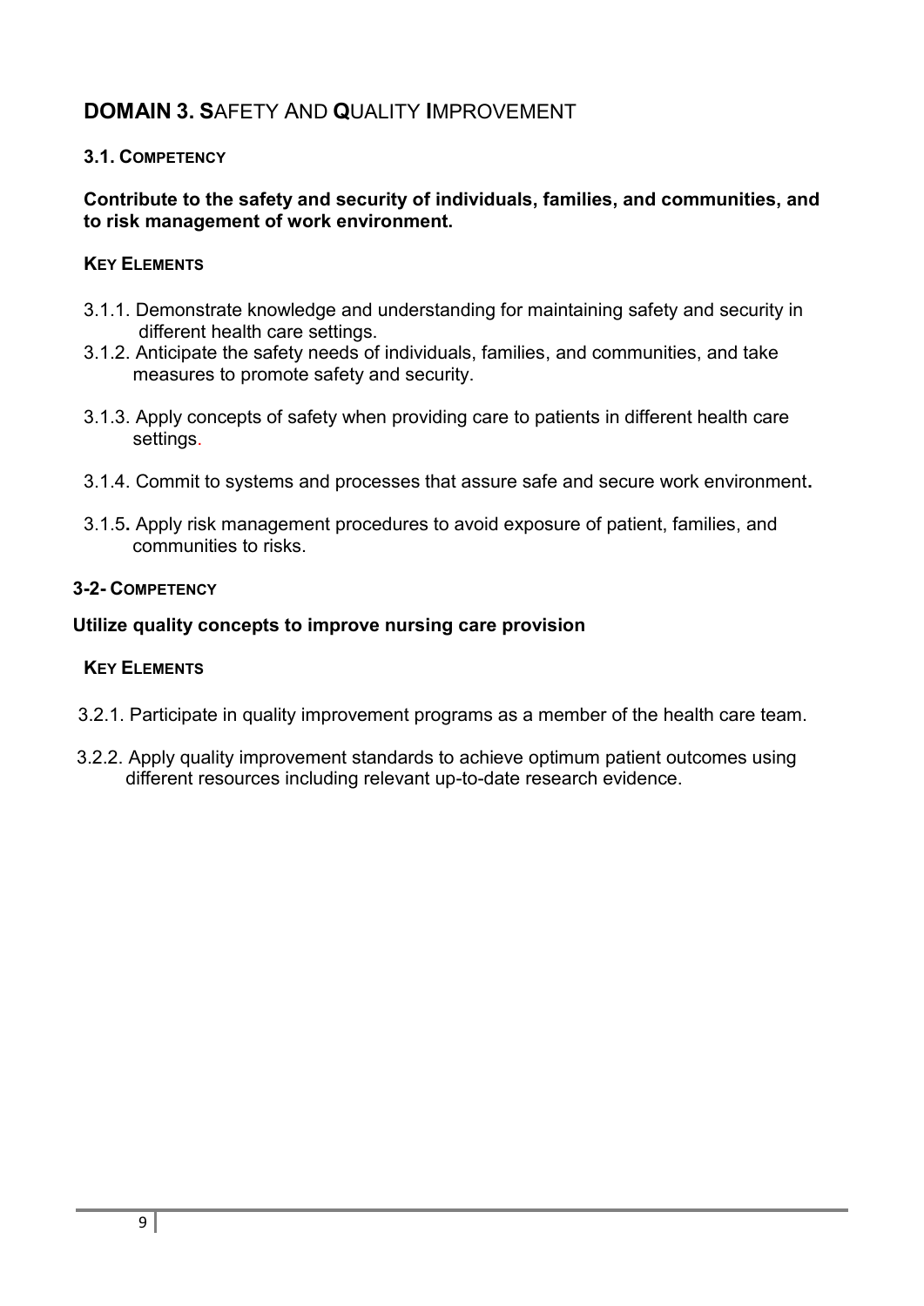## DOMAIN 3. SAFETY AND QUALITY IMPROVEMENT

### 3.1. COMPETENCY

**Contribute to the safety and security of individuals, families, and communities, and to risk management of work environment.**

#### KEY ELEMENTS

3.1.1. Demonstrate knowledge and understanding for maintaining safety and security in different health care settings.

3.1.2. Anticipate the safety needs of individuals, families, and communities, and take measures to promote safety and security.

3.1.3. Apply concepts of safety when providing care to patients in different health care settings.

3.1.4. Commit to systems and processes that assure safe and secure work environment.

3.1.5. Apply risk management procedures to avoid exposure of patient, families, and communities to risks.

### 3-2- COMPETENCY

**Utilize quality concepts to improve nursing care provision**

#### KEY ELEMENTS

3.2.1. Participate in quality improvement programs as a member of the health care team.

3.2.2. Apply quality improvement standards to achieve optimum patient outcomes using different resources including relevant up-to-date research evidence.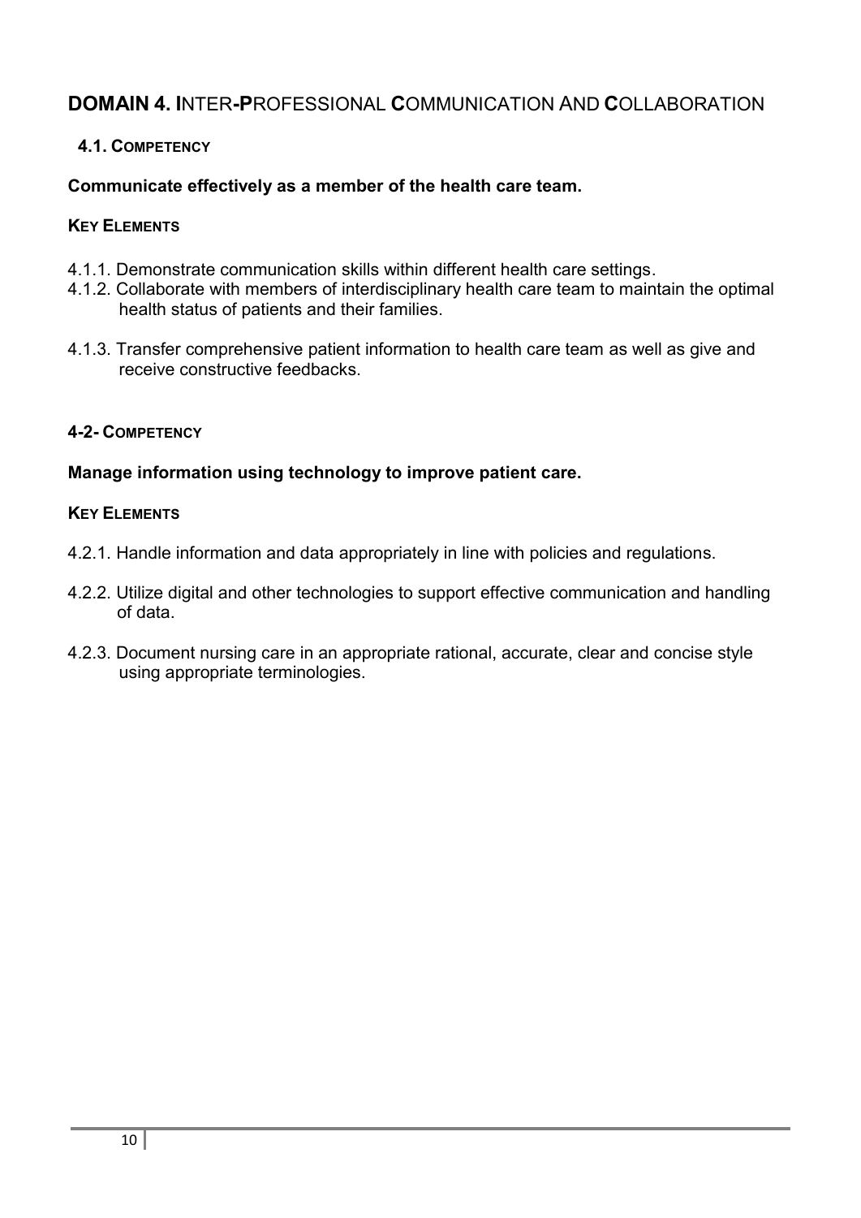## DOMAIN 4. INTER-PROFESSIONAL COMMUNICATION AND COLLABORATION

### 4.1. COMPETENCY

**Communicate effectively as a member of the health care team.**

**KEY ELEMENTS**

4.1.1. Demonstrate communication skills within different health care settings.

4.1.2. Collaborate with members of interdisciplinary health care team to maintain the optimal health status of patients and their families.

4.1.3. Transfer comprehensive patient information to health care team as well as give and receive constructive feedbacks.

### 4-2- COMPETENCY

**Manage information using technology to improve patient care.**

**KEY ELEMENTS**

4.2.1. Handle information and data appropriately in line with policies and regulations.

4.2.2. Utilize digital and other technologies to support effective communication and handling of data.

4.2.3. Document nursing care in an appropriate rational, accurate, clear and concise style using appropriate terminologies.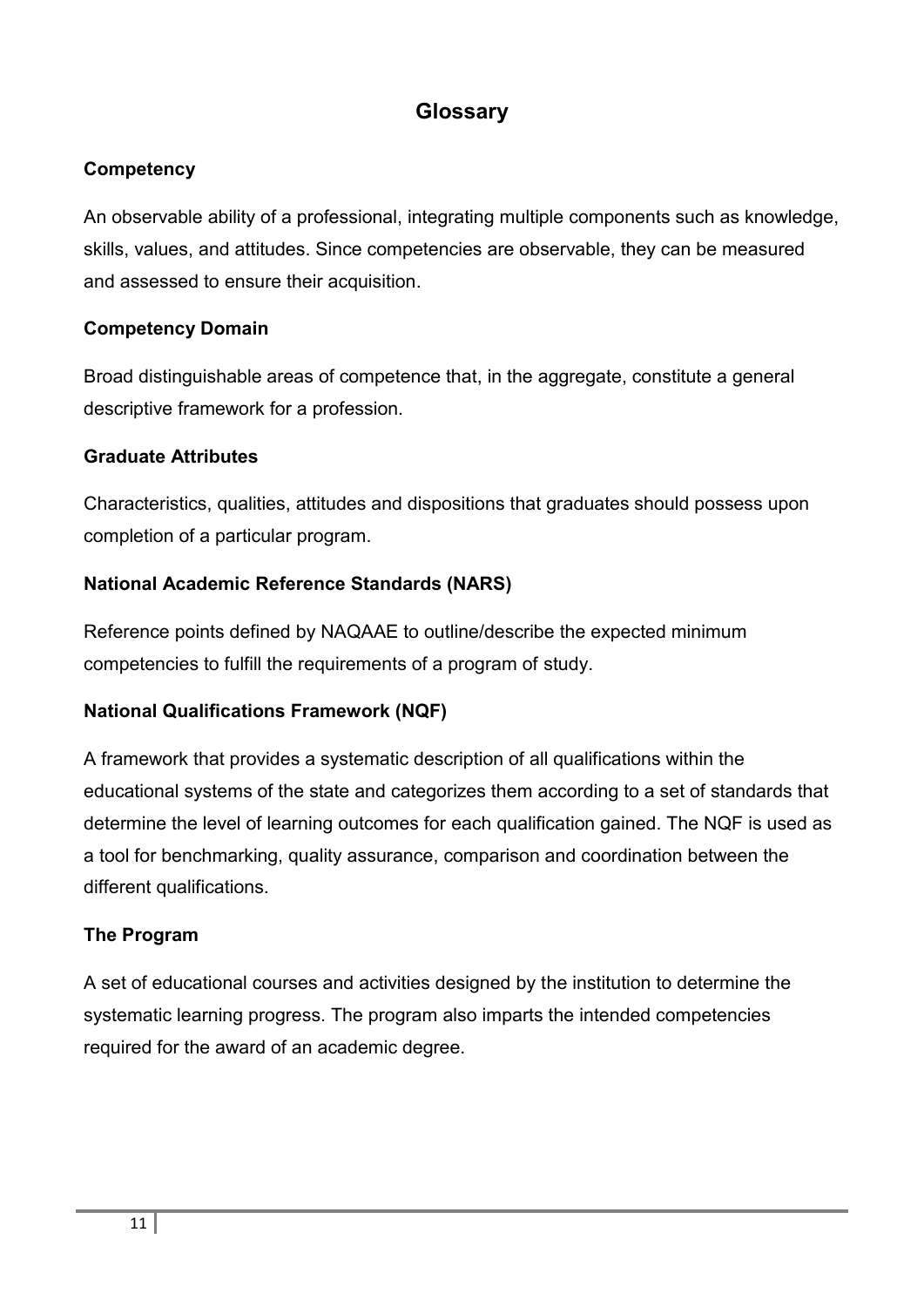# Glossary

### Competency

An observable ability of a professional, integrating multiple components such as knowledge, skills, values, and attitudes. Since competencies are observable, they can be measured and assessed to ensure their acquisition.

### Competency Domain

Broad distinguishable areas of competence that, in the aggregate, constitute a general descriptive framework for a profession.

### Graduate Attributes

Characteristics, qualities, attitudes and dispositions that graduates should possess upon completion of a particular program.

### National Academic Reference Standards (NARS)

Reference points defined by NAQAAE to outline/describe the expected minimum competencies to fulfill the requirements of a program of study.

### National Qualifications Framework (NQF)

A framework that provides a systematic description of all qualifications within the educational systems of the state and categorizes them according to a set of standards that determine the level of learning outcomes for each qualification gained. The NQF is used as a tool for benchmarking, quality assurance, comparison and coordination between the different qualifications.

### The Program

A set of educational courses and activities designed by the institution to determine the systematic learning progress. The program also imparts the intended competencies required for the award of an academic degree.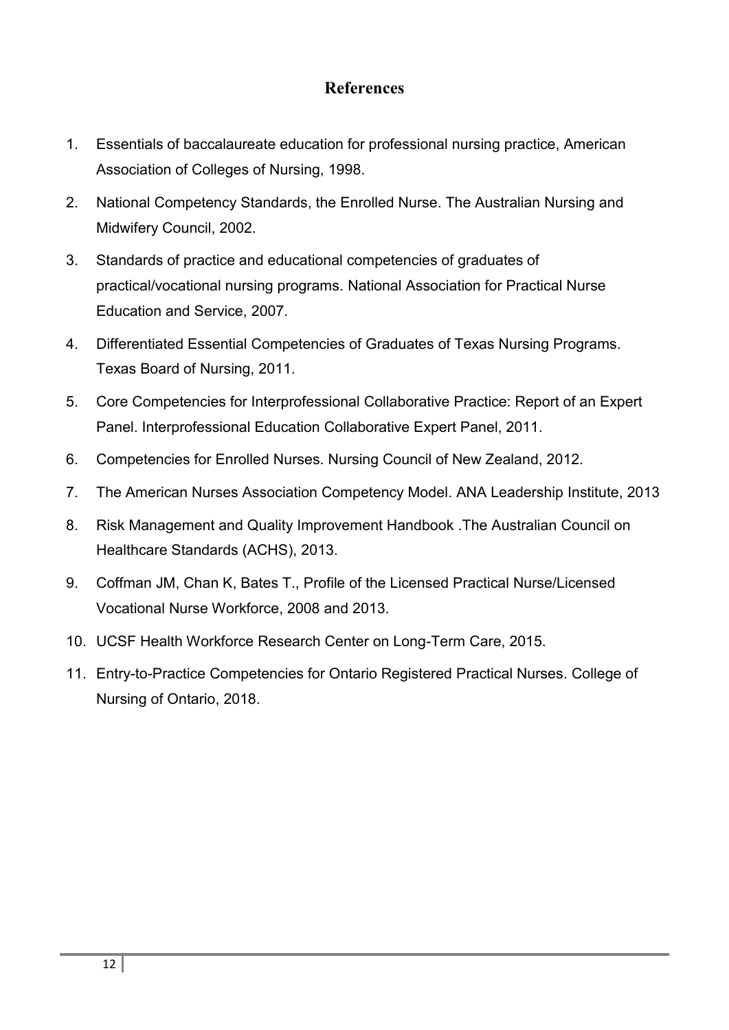## References

1. Essentials of baccalaureate education for professional nursing practice, American Association of Colleges of Nursing, 1998.
2. National Competency Standards, the Enrolled Nurse. The Australian Nursing and Midwifery Council, 2002.
3. Standards of practice and educational competencies of graduates of practical/vocational nursing programs. National Association for Practical Nurse Education and Service, 2007.
4. Differentiated Essential Competencies of Graduates of Texas Nursing Programs. Texas Board of Nursing, 2011.
5. Core Competencies for Interprofessional Collaborative Practice: Report of an Expert Panel. Interprofessional Education Collaborative Expert Panel, 2011.
6. Competencies for Enrolled Nurses. Nursing Council of New Zealand, 2012.
7. The American Nurses Association Competency Model. ANA Leadership Institute, 2013
8. Risk Management and Quality Improvement Handbook .The Australian Council on Healthcare Standards (ACHS), 2013.
9. Coffman JM, Chan K, Bates T., Profile of the Licensed Practical Nurse/Licensed Vocational Nurse Workforce, 2008 and 2013.
10. UCSF Health Workforce Research Center on Long-Term Care, 2015.
11. Entry-to-Practice Competencies for Ontario Registered Practical Nurses. College of Nursing of Ontario, 2018.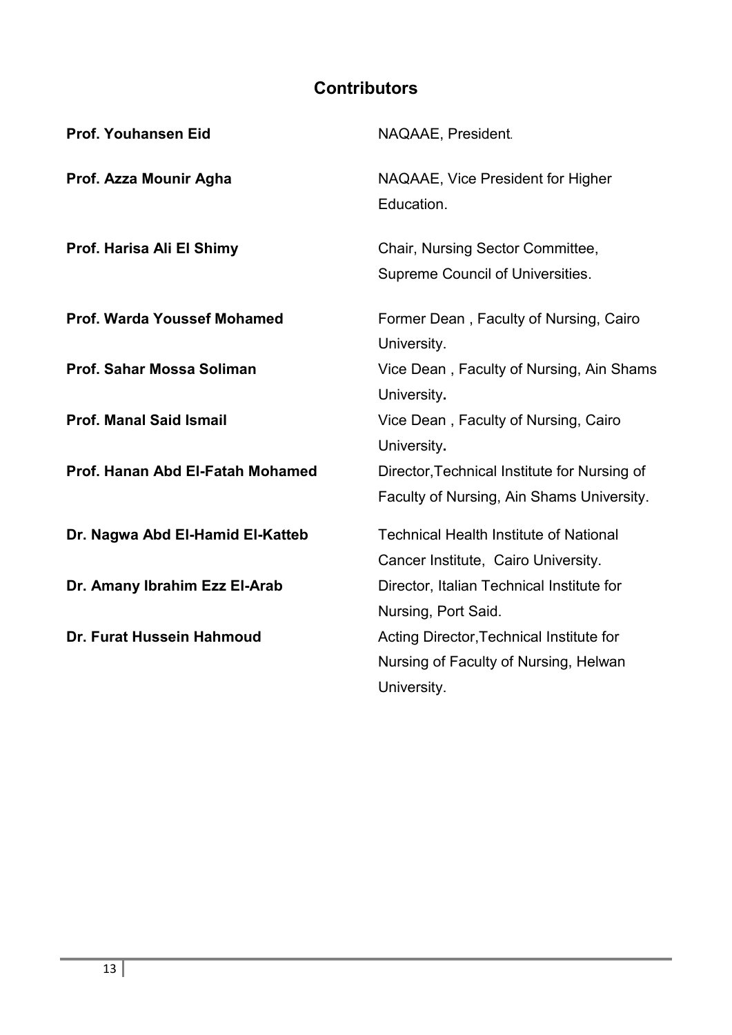## Contributors

| | |
|---|---|
| **Prof. Youhansen Eid** | NAQAAE, President. |
| **Prof. Azza Mounir Agha** | NAQAAE, Vice President for Higher Education. |
| **Prof. Harisa Ali El Shimy** | Chair, Nursing Sector Committee, Supreme Council of Universities. |
| **Prof. Warda Youssef Mohamed** | Former Dean , Faculty of Nursing, Cairo University. |
| **Prof. Sahar Mossa Soliman** | Vice Dean , Faculty of Nursing, Ain Shams University. |
| **Prof. Manal Said Ismail** | Vice Dean , Faculty of Nursing, Cairo University. |
| **Prof. Hanan Abd El-Fatah Mohamed** | Director,Technical Institute for Nursing of Faculty of Nursing, Ain Shams University. |
| **Dr. Nagwa Abd El-Hamid El-Katteb** | Technical Health Institute of National Cancer Institute, Cairo University. |
| **Dr. Amany Ibrahim Ezz El-Arab** | Director, Italian Technical Institute for Nursing, Port Said. |
| **Dr. Furat Hussein Hahmoud** | Acting Director,Technical Institute for Nursing of Faculty of Nursing, Helwan University. |